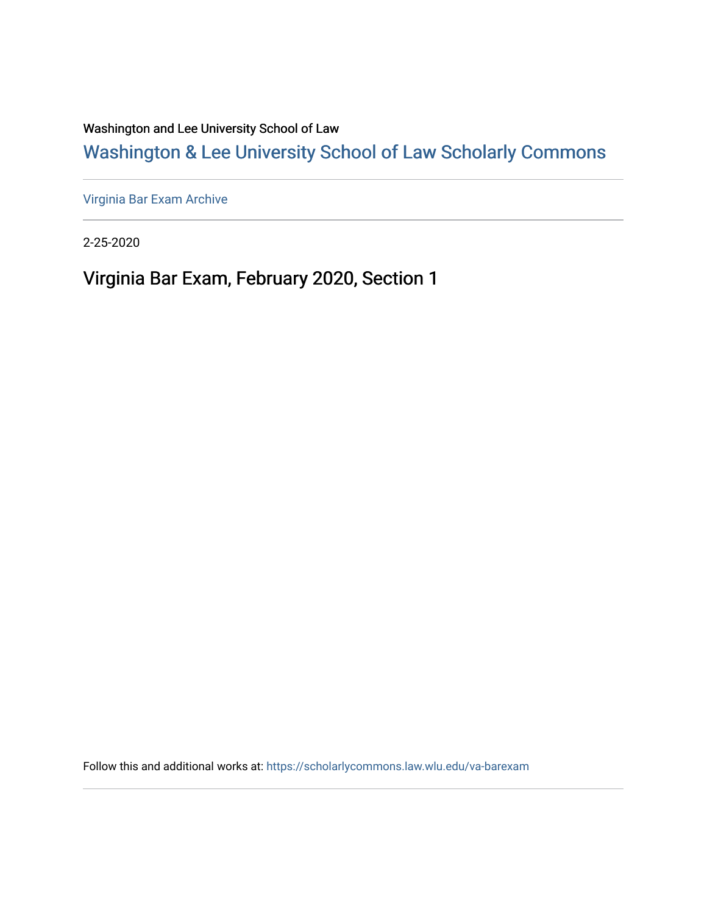Washington and Lee University School of Law

## Washington & Lee University School of Law Scholarly Commons

Virginia Bar Exam Archive

2-25-2020

# Virginia Bar Exam, February 2020, Section 1

Follow this and additional works at: https://scholarlycommons.law.wlu.edu/va-barexam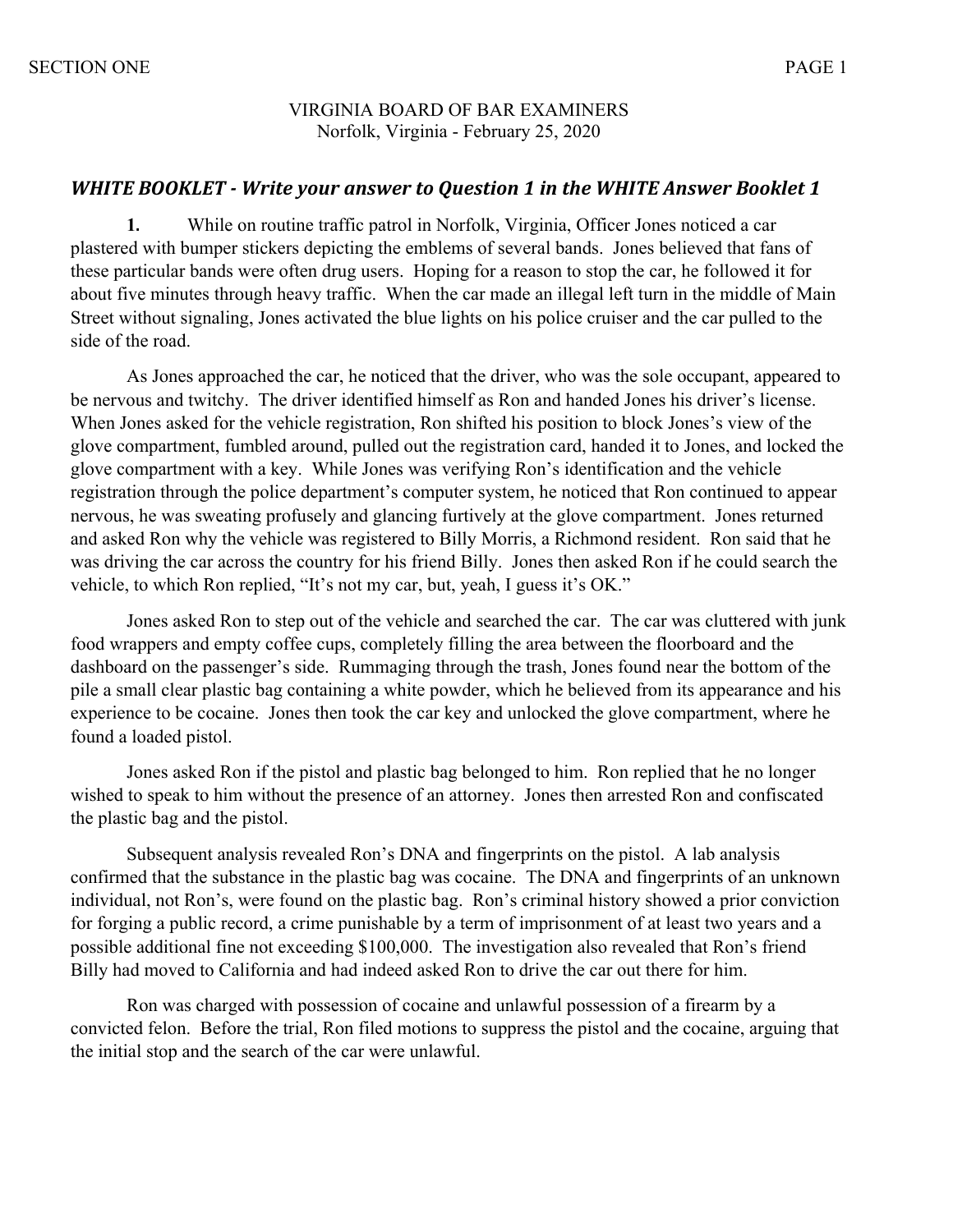VIRGINIA BOARD OF BAR EXAMINERS
Norfolk, Virginia - February 25, 2020

## *WHITE BOOKLET - Write your answer to Question 1 in the WHITE Answer Booklet 1*

**1.** While on routine traffic patrol in Norfolk, Virginia, Officer Jones noticed a car plastered with bumper stickers depicting the emblems of several bands. Jones believed that fans of these particular bands were often drug users. Hoping for a reason to stop the car, he followed it for about five minutes through heavy traffic. When the car made an illegal left turn in the middle of Main Street without signaling, Jones activated the blue lights on his police cruiser and the car pulled to the side of the road.

As Jones approached the car, he noticed that the driver, who was the sole occupant, appeared to be nervous and twitchy. The driver identified himself as Ron and handed Jones his driver's license. When Jones asked for the vehicle registration, Ron shifted his position to block Jones's view of the glove compartment, fumbled around, pulled out the registration card, handed it to Jones, and locked the glove compartment with a key. While Jones was verifying Ron's identification and the vehicle registration through the police department's computer system, he noticed that Ron continued to appear nervous, he was sweating profusely and glancing furtively at the glove compartment. Jones returned and asked Ron why the vehicle was registered to Billy Morris, a Richmond resident. Ron said that he was driving the car across the country for his friend Billy. Jones then asked Ron if he could search the vehicle, to which Ron replied, "It's not my car, but, yeah, I guess it's OK."

Jones asked Ron to step out of the vehicle and searched the car. The car was cluttered with junk food wrappers and empty coffee cups, completely filling the area between the floorboard and the dashboard on the passenger's side. Rummaging through the trash, Jones found near the bottom of the pile a small clear plastic bag containing a white powder, which he believed from its appearance and his experience to be cocaine. Jones then took the car key and unlocked the glove compartment, where he found a loaded pistol.

Jones asked Ron if the pistol and plastic bag belonged to him. Ron replied that he no longer wished to speak to him without the presence of an attorney. Jones then arrested Ron and confiscated the plastic bag and the pistol.

Subsequent analysis revealed Ron's DNA and fingerprints on the pistol. A lab analysis confirmed that the substance in the plastic bag was cocaine. The DNA and fingerprints of an unknown individual, not Ron's, were found on the plastic bag. Ron's criminal history showed a prior conviction for forging a public record, a crime punishable by a term of imprisonment of at least two years and a possible additional fine not exceeding $100,000. The investigation also revealed that Ron's friend Billy had moved to California and had indeed asked Ron to drive the car out there for him.

Ron was charged with possession of cocaine and unlawful possession of a firearm by a convicted felon. Before the trial, Ron filed motions to suppress the pistol and the cocaine, arguing that the initial stop and the search of the car were unlawful.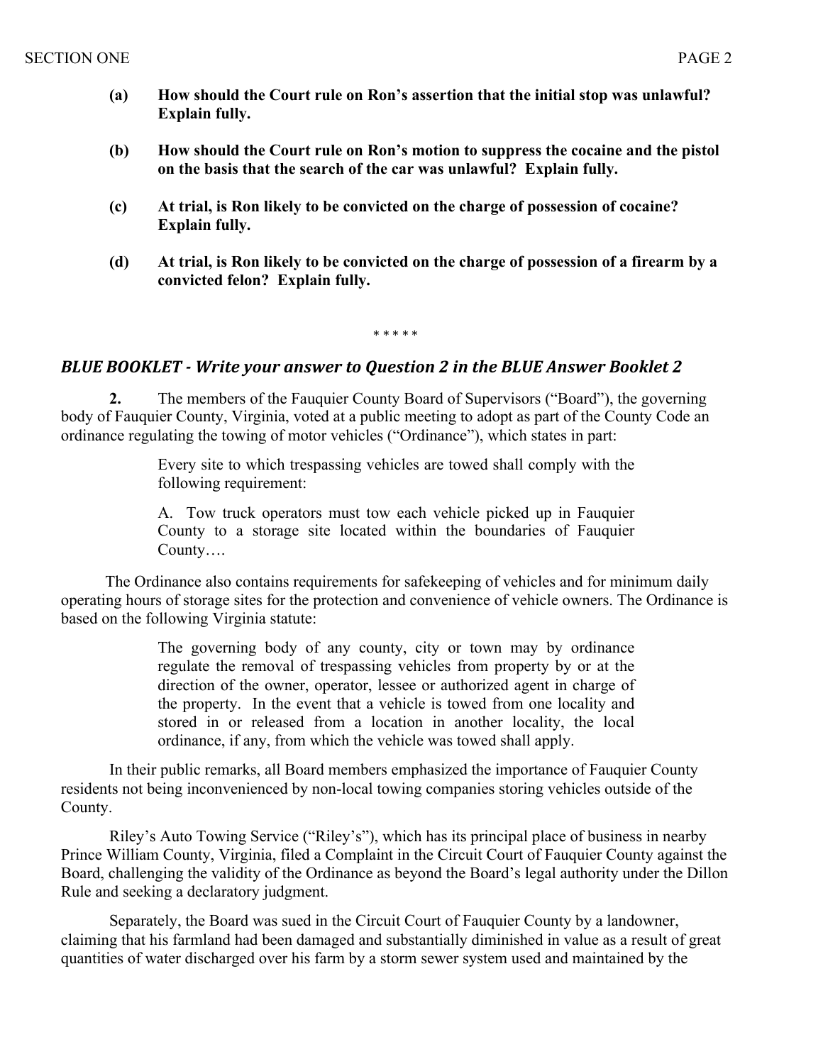**(a) How should the Court rule on Ron's assertion that the initial stop was unlawful? Explain fully.**

**(b) How should the Court rule on Ron's motion to suppress the cocaine and the pistol on the basis that the search of the car was unlawful? Explain fully.**

**(c) At trial, is Ron likely to be convicted on the charge of possession of cocaine? Explain fully.**

**(d) At trial, is Ron likely to be convicted on the charge of possession of a firearm by a convicted felon? Explain fully.**

\* \* \* \* \*

### *BLUE BOOKLET - Write your answer to Question 2 in the BLUE Answer Booklet 2*

**2.** The members of the Fauquier County Board of Supervisors ("Board"), the governing body of Fauquier County, Virginia, voted at a public meeting to adopt as part of the County Code an ordinance regulating the towing of motor vehicles ("Ordinance"), which states in part:

> Every site to which trespassing vehicles are towed shall comply with the following requirement:
>
> A. Tow truck operators must tow each vehicle picked up in Fauquier County to a storage site located within the boundaries of Fauquier County….

The Ordinance also contains requirements for safekeeping of vehicles and for minimum daily operating hours of storage sites for the protection and convenience of vehicle owners. The Ordinance is based on the following Virginia statute:

> The governing body of any county, city or town may by ordinance regulate the removal of trespassing vehicles from property by or at the direction of the owner, operator, lessee or authorized agent in charge of the property. In the event that a vehicle is towed from one locality and stored in or released from a location in another locality, the local ordinance, if any, from which the vehicle was towed shall apply.

In their public remarks, all Board members emphasized the importance of Fauquier County residents not being inconvenienced by non-local towing companies storing vehicles outside of the County.

Riley's Auto Towing Service ("Riley's"), which has its principal place of business in nearby Prince William County, Virginia, filed a Complaint in the Circuit Court of Fauquier County against the Board, challenging the validity of the Ordinance as beyond the Board's legal authority under the Dillon Rule and seeking a declaratory judgment.

Separately, the Board was sued in the Circuit Court of Fauquier County by a landowner, claiming that his farmland had been damaged and substantially diminished in value as a result of great quantities of water discharged over his farm by a storm sewer system used and maintained by the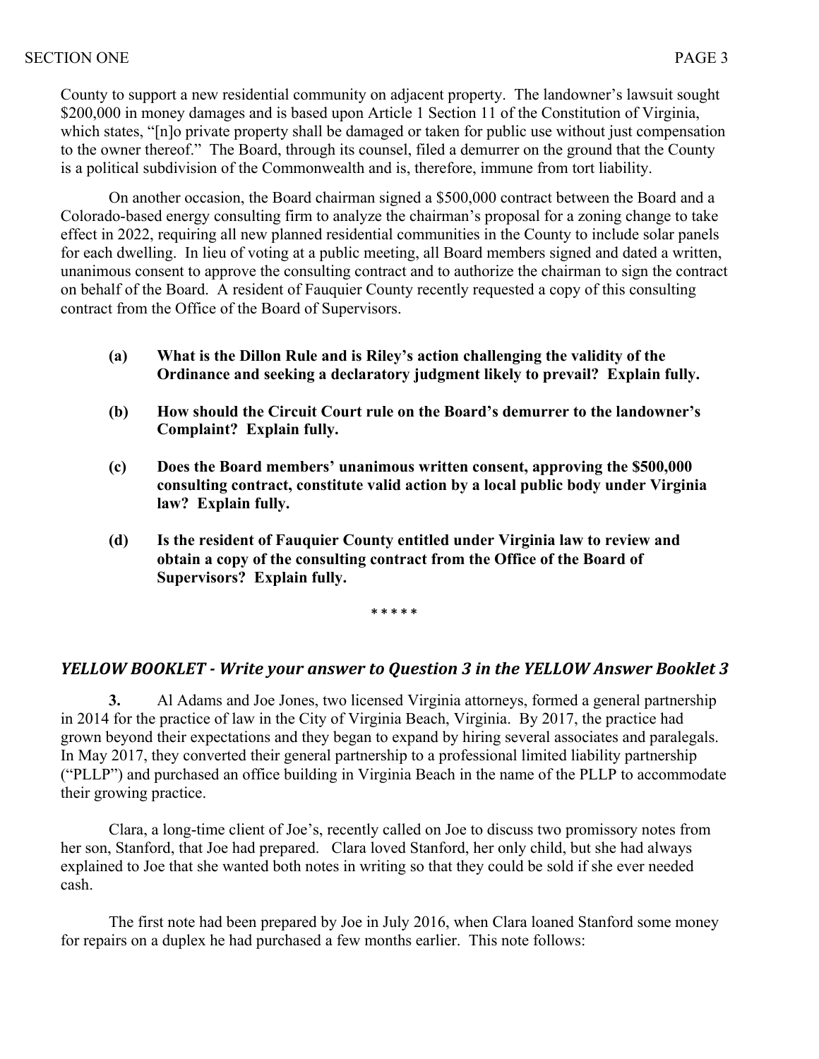County to support a new residential community on adjacent property. The landowner's lawsuit sought $200,000 in money damages and is based upon Article 1 Section 11 of the Constitution of Virginia, which states, "[n]o private property shall be damaged or taken for public use without just compensation to the owner thereof." The Board, through its counsel, filed a demurrer on the ground that the County is a political subdivision of the Commonwealth and is, therefore, immune from tort liability.

On another occasion, the Board chairman signed a $500,000 contract between the Board and a Colorado-based energy consulting firm to analyze the chairman's proposal for a zoning change to take effect in 2022, requiring all new planned residential communities in the County to include solar panels for each dwelling. In lieu of voting at a public meeting, all Board members signed and dated a written, unanimous consent to approve the consulting contract and to authorize the chairman to sign the contract on behalf of the Board. A resident of Fauquier County recently requested a copy of this consulting contract from the Office of the Board of Supervisors.

**(a) What is the Dillon Rule and is Riley's action challenging the validity of the Ordinance and seeking a declaratory judgment likely to prevail? Explain fully.**

**(b) How should the Circuit Court rule on the Board's demurrer to the landowner's Complaint? Explain fully.**

**(c) Does the Board members' unanimous written consent, approving the $500,000 consulting contract, constitute valid action by a local public body under Virginia law? Explain fully.**

**(d) Is the resident of Fauquier County entitled under Virginia law to review and obtain a copy of the consulting contract from the Office of the Board of Supervisors? Explain fully.**

\* \* \* \* \*

## *YELLOW BOOKLET - Write your answer to Question 3 in the YELLOW Answer Booklet 3*

**3.** Al Adams and Joe Jones, two licensed Virginia attorneys, formed a general partnership in 2014 for the practice of law in the City of Virginia Beach, Virginia. By 2017, the practice had grown beyond their expectations and they began to expand by hiring several associates and paralegals. In May 2017, they converted their general partnership to a professional limited liability partnership ("PLLP") and purchased an office building in Virginia Beach in the name of the PLLP to accommodate their growing practice.

Clara, a long-time client of Joe's, recently called on Joe to discuss two promissory notes from her son, Stanford, that Joe had prepared. Clara loved Stanford, her only child, but she had always explained to Joe that she wanted both notes in writing so that they could be sold if she ever needed cash.

The first note had been prepared by Joe in July 2016, when Clara loaned Stanford some money for repairs on a duplex he had purchased a few months earlier. This note follows: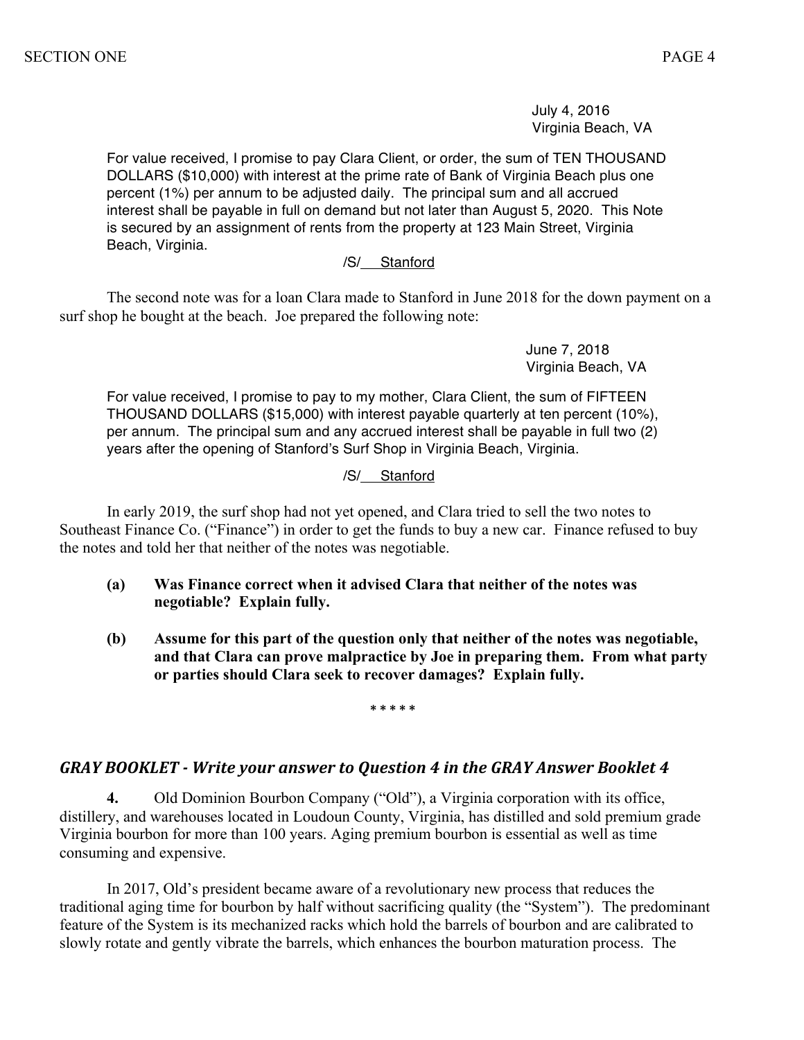July 4, 2016
Virginia Beach, VA

> For value received, I promise to pay Clara Client, or order, the sum of TEN THOUSAND DOLLARS ($10,000) with interest at the prime rate of Bank of Virginia Beach plus one percent (1%) per annum to be adjusted daily. The principal sum and all accrued interest shall be payable in full on demand but not later than August 5, 2020. This Note is secured by an assignment of rents from the property at 123 Main Street, Virginia Beach, Virginia.
>
> /S/ Stanford

The second note was for a loan Clara made to Stanford in June 2018 for the down payment on a surf shop he bought at the beach. Joe prepared the following note:

June 7, 2018
Virginia Beach, VA

> For value received, I promise to pay to my mother, Clara Client, the sum of FIFTEEN THOUSAND DOLLARS ($15,000) with interest payable quarterly at ten percent (10%), per annum. The principal sum and any accrued interest shall be payable in full two (2) years after the opening of Stanford's Surf Shop in Virginia Beach, Virginia.
>
> /S/ Stanford

In early 2019, the surf shop had not yet opened, and Clara tried to sell the two notes to Southeast Finance Co. ("Finance") in order to get the funds to buy a new car. Finance refused to buy the notes and told her that neither of the notes was negotiable.

**(a) Was Finance correct when it advised Clara that neither of the notes was negotiable? Explain fully.**

**(b) Assume for this part of the question only that neither of the notes was negotiable, and that Clara can prove malpractice by Joe in preparing them. From what party or parties should Clara seek to recover damages? Explain fully.**

\* \* \* \* \*

## *GRAY BOOKLET - Write your answer to Question 4 in the GRAY Answer Booklet 4*

**4.** Old Dominion Bourbon Company ("Old"), a Virginia corporation with its office, distillery, and warehouses located in Loudoun County, Virginia, has distilled and sold premium grade Virginia bourbon for more than 100 years. Aging premium bourbon is essential as well as time consuming and expensive.

In 2017, Old's president became aware of a revolutionary new process that reduces the traditional aging time for bourbon by half without sacrificing quality (the "System"). The predominant feature of the System is its mechanized racks which hold the barrels of bourbon and are calibrated to slowly rotate and gently vibrate the barrels, which enhances the bourbon maturation process. The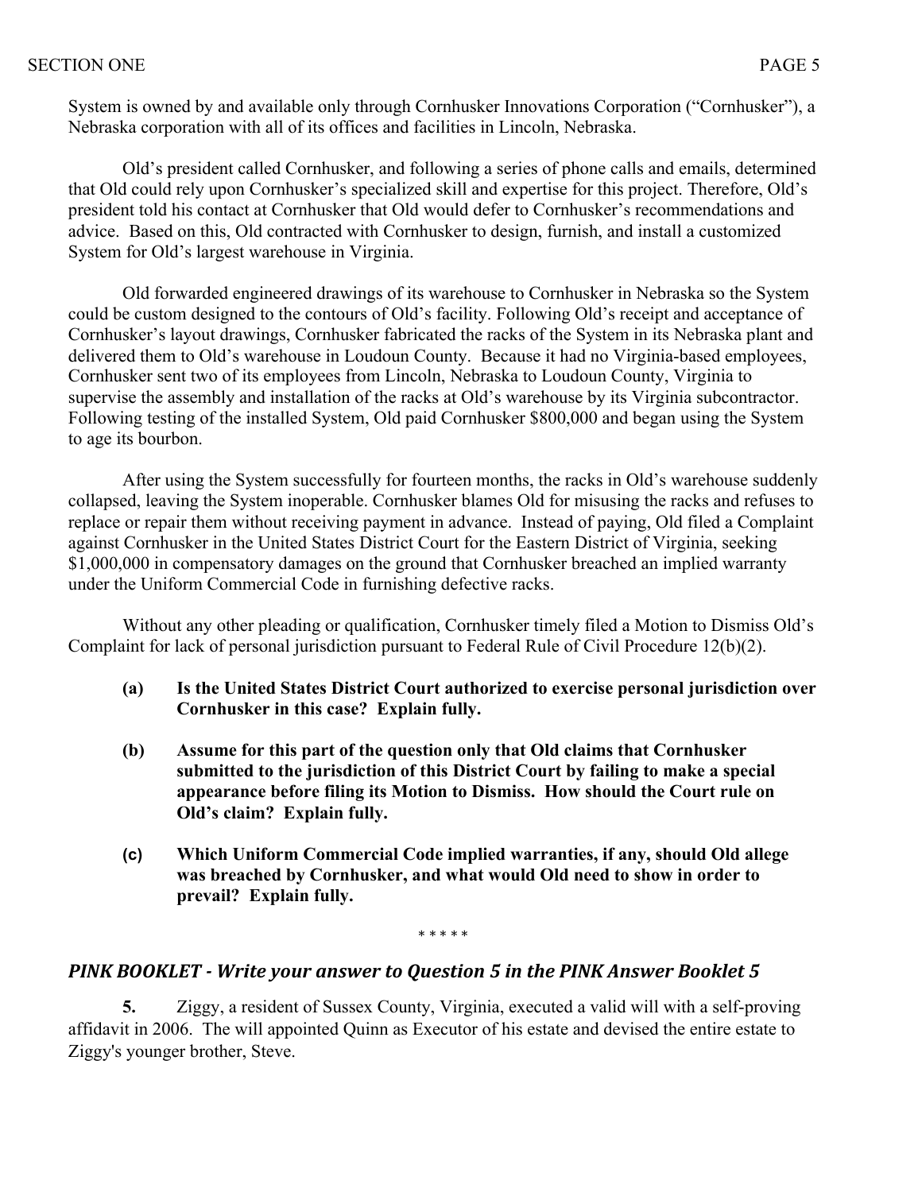System is owned by and available only through Cornhusker Innovations Corporation ("Cornhusker"), a Nebraska corporation with all of its offices and facilities in Lincoln, Nebraska.

Old's president called Cornhusker, and following a series of phone calls and emails, determined that Old could rely upon Cornhusker's specialized skill and expertise for this project. Therefore, Old's president told his contact at Cornhusker that Old would defer to Cornhusker's recommendations and advice. Based on this, Old contracted with Cornhusker to design, furnish, and install a customized System for Old's largest warehouse in Virginia.

Old forwarded engineered drawings of its warehouse to Cornhusker in Nebraska so the System could be custom designed to the contours of Old's facility. Following Old's receipt and acceptance of Cornhusker's layout drawings, Cornhusker fabricated the racks of the System in its Nebraska plant and delivered them to Old's warehouse in Loudoun County. Because it had no Virginia-based employees, Cornhusker sent two of its employees from Lincoln, Nebraska to Loudoun County, Virginia to supervise the assembly and installation of the racks at Old's warehouse by its Virginia subcontractor. Following testing of the installed System, Old paid Cornhusker $800,000 and began using the System to age its bourbon.

After using the System successfully for fourteen months, the racks in Old's warehouse suddenly collapsed, leaving the System inoperable. Cornhusker blames Old for misusing the racks and refuses to replace or repair them without receiving payment in advance. Instead of paying, Old filed a Complaint against Cornhusker in the United States District Court for the Eastern District of Virginia, seeking $1,000,000 in compensatory damages on the ground that Cornhusker breached an implied warranty under the Uniform Commercial Code in furnishing defective racks.

Without any other pleading or qualification, Cornhusker timely filed a Motion to Dismiss Old's Complaint for lack of personal jurisdiction pursuant to Federal Rule of Civil Procedure 12(b)(2).

**(a)** **Is the United States District Court authorized to exercise personal jurisdiction over Cornhusker in this case? Explain fully.**

**(b)** **Assume for this part of the question only that Old claims that Cornhusker submitted to the jurisdiction of this District Court by failing to make a special appearance before filing its Motion to Dismiss. How should the Court rule on Old's claim? Explain fully.**

**(c)** **Which Uniform Commercial Code implied warranties, if any, should Old allege was breached by Cornhusker, and what would Old need to show in order to prevail? Explain fully.**

\* \* \* \* \*

## *PINK BOOKLET - Write your answer to Question 5 in the PINK Answer Booklet 5*

**5.** Ziggy, a resident of Sussex County, Virginia, executed a valid will with a self-proving affidavit in 2006. The will appointed Quinn as Executor of his estate and devised the entire estate to Ziggy's younger brother, Steve.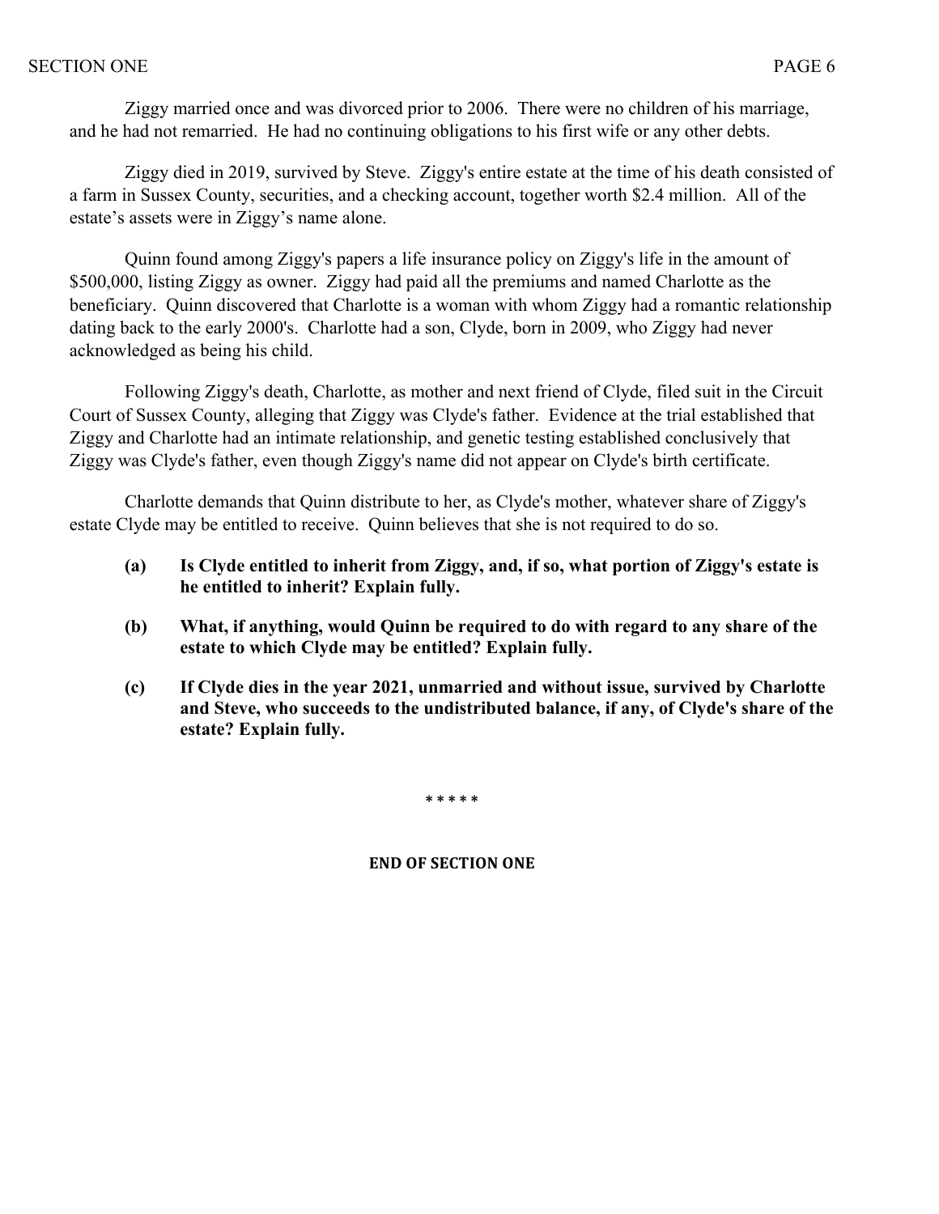Ziggy married once and was divorced prior to 2006. There were no children of his marriage, and he had not remarried. He had no continuing obligations to his first wife or any other debts.

Ziggy died in 2019, survived by Steve. Ziggy's entire estate at the time of his death consisted of a farm in Sussex County, securities, and a checking account, together worth $2.4 million. All of the estate's assets were in Ziggy's name alone.

Quinn found among Ziggy's papers a life insurance policy on Ziggy's life in the amount of $500,000, listing Ziggy as owner. Ziggy had paid all the premiums and named Charlotte as the beneficiary. Quinn discovered that Charlotte is a woman with whom Ziggy had a romantic relationship dating back to the early 2000's. Charlotte had a son, Clyde, born in 2009, who Ziggy had never acknowledged as being his child.

Following Ziggy's death, Charlotte, as mother and next friend of Clyde, filed suit in the Circuit Court of Sussex County, alleging that Ziggy was Clyde's father. Evidence at the trial established that Ziggy and Charlotte had an intimate relationship, and genetic testing established conclusively that Ziggy was Clyde's father, even though Ziggy's name did not appear on Clyde's birth certificate.

Charlotte demands that Quinn distribute to her, as Clyde's mother, whatever share of Ziggy's estate Clyde may be entitled to receive. Quinn believes that she is not required to do so.

**(a) Is Clyde entitled to inherit from Ziggy, and, if so, what portion of Ziggy's estate is he entitled to inherit? Explain fully.**

**(b) What, if anything, would Quinn be required to do with regard to any share of the estate to which Clyde may be entitled? Explain fully.**

**(c) If Clyde dies in the year 2021, unmarried and without issue, survived by Charlotte and Steve, who succeeds to the undistributed balance, if any, of Clyde's share of the estate? Explain fully.**

\* \* \* \* \*

**END OF SECTION ONE**